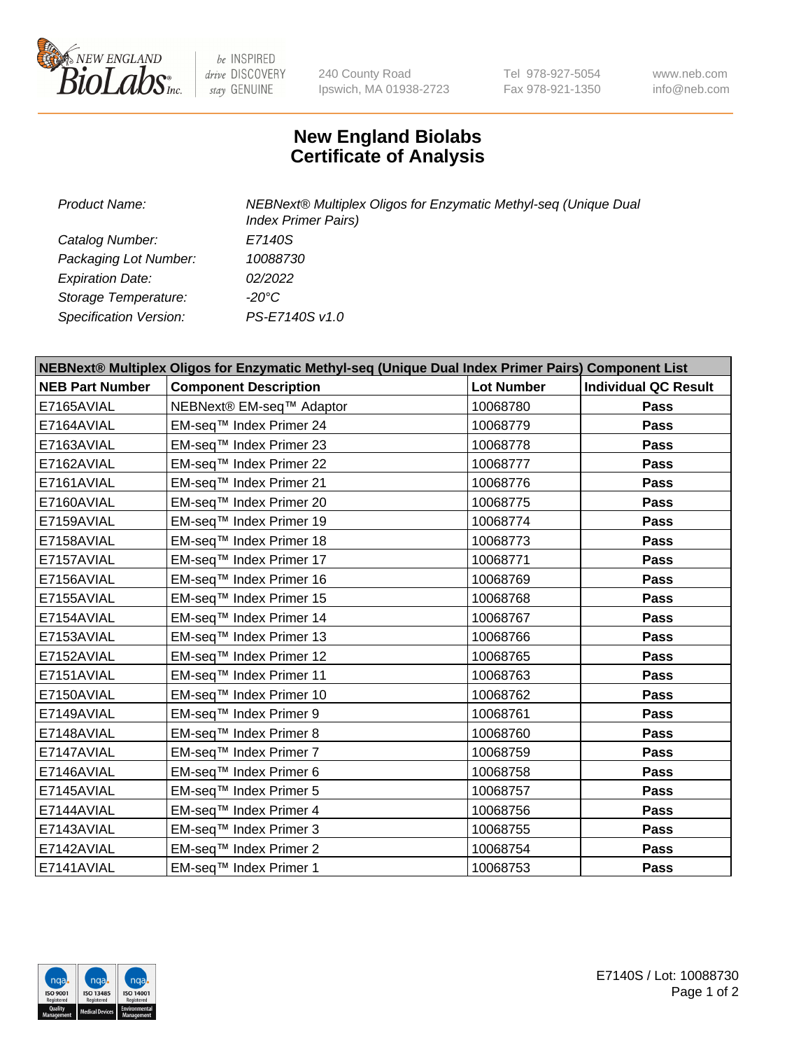240 County Road
Ipswich, MA 01938-2723

Tel 978-927-5054
Fax 978-921-1350

www.neb.com
info@neb.com

# New England Biolabs
# Certificate of Analysis

| | |
|---|---|
| *Product Name:* | *NEBNext® Multiplex Oligos for Enzymatic Methyl-seq (Unique Dual Index Primer Pairs)* |
| *Catalog Number:* | *E7140S* |
| *Packaging Lot Number:* | *10088730* |
| *Expiration Date:* | *02/2022* |
| *Storage Temperature:* | *-20°C* |
| *Specification Version:* | *PS-E7140S v1.0* |

| NEBNext® Multiplex Oligos for Enzymatic Methyl-seq (Unique Dual Index Primer Pairs) Component List | | | |
|---|---|---|---|
| **NEB Part Number** | **Component Description** | **Lot Number** | **Individual QC Result** |
| E7165AVIAL | NEBNext® EM-seq™ Adaptor | 10068780 | **Pass** |
| E7164AVIAL | EM-seq™ Index Primer 24 | 10068779 | **Pass** |
| E7163AVIAL | EM-seq™ Index Primer 23 | 10068778 | **Pass** |
| E7162AVIAL | EM-seq™ Index Primer 22 | 10068777 | **Pass** |
| E7161AVIAL | EM-seq™ Index Primer 21 | 10068776 | **Pass** |
| E7160AVIAL | EM-seq™ Index Primer 20 | 10068775 | **Pass** |
| E7159AVIAL | EM-seq™ Index Primer 19 | 10068774 | **Pass** |
| E7158AVIAL | EM-seq™ Index Primer 18 | 10068773 | **Pass** |
| E7157AVIAL | EM-seq™ Index Primer 17 | 10068771 | **Pass** |
| E7156AVIAL | EM-seq™ Index Primer 16 | 10068769 | **Pass** |
| E7155AVIAL | EM-seq™ Index Primer 15 | 10068768 | **Pass** |
| E7154AVIAL | EM-seq™ Index Primer 14 | 10068767 | **Pass** |
| E7153AVIAL | EM-seq™ Index Primer 13 | 10068766 | **Pass** |
| E7152AVIAL | EM-seq™ Index Primer 12 | 10068765 | **Pass** |
| E7151AVIAL | EM-seq™ Index Primer 11 | 10068763 | **Pass** |
| E7150AVIAL | EM-seq™ Index Primer 10 | 10068762 | **Pass** |
| E7149AVIAL | EM-seq™ Index Primer 9 | 10068761 | **Pass** |
| E7148AVIAL | EM-seq™ Index Primer 8 | 10068760 | **Pass** |
| E7147AVIAL | EM-seq™ Index Primer 7 | 10068759 | **Pass** |
| E7146AVIAL | EM-seq™ Index Primer 6 | 10068758 | **Pass** |
| E7145AVIAL | EM-seq™ Index Primer 5 | 10068757 | **Pass** |
| E7144AVIAL | EM-seq™ Index Primer 4 | 10068756 | **Pass** |
| E7143AVIAL | EM-seq™ Index Primer 3 | 10068755 | **Pass** |
| E7142AVIAL | EM-seq™ Index Primer 2 | 10068754 | **Pass** |
| E7141AVIAL | EM-seq™ Index Primer 1 | 10068753 | **Pass** |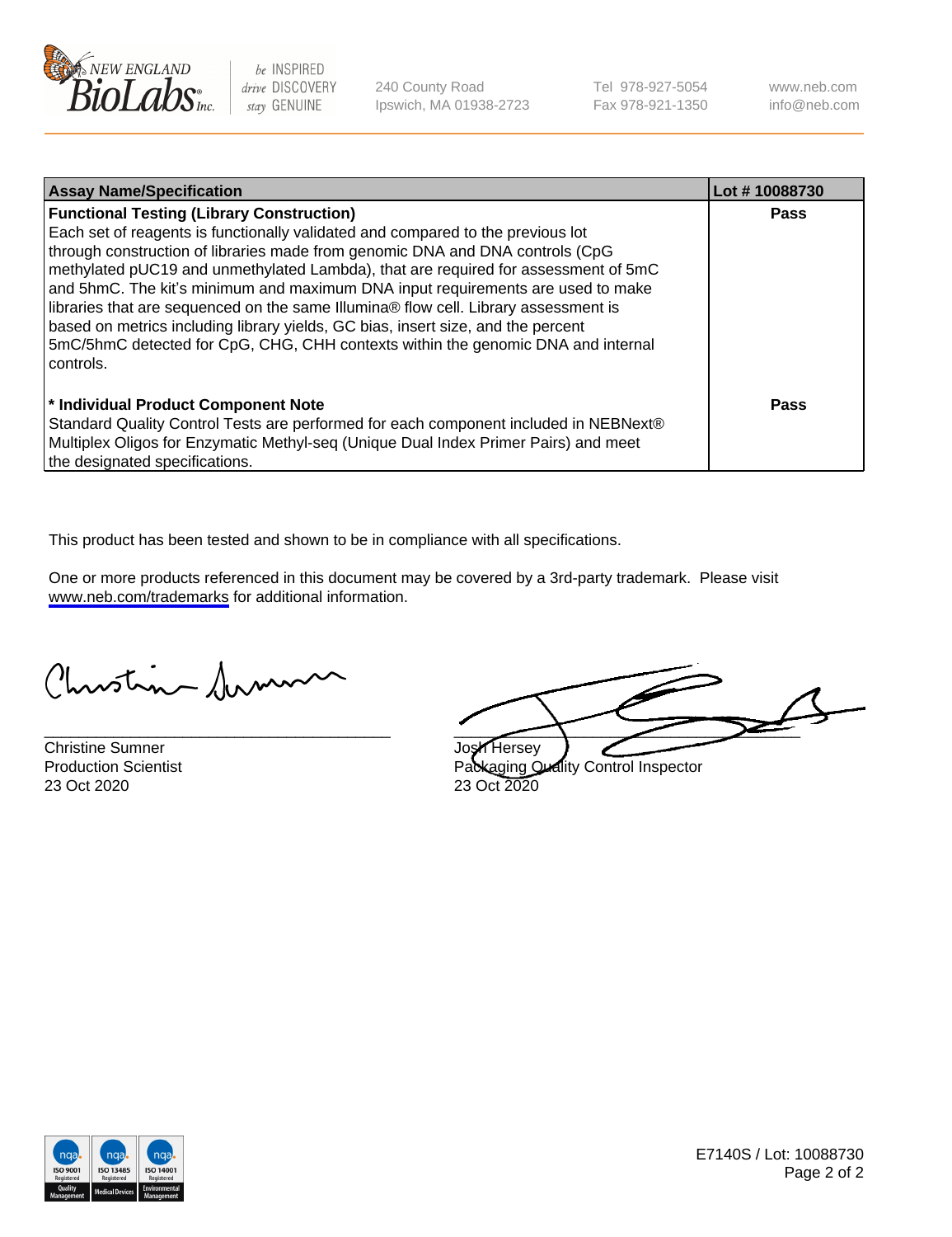| Assay Name/Specification | Lot # 10088730 |
|---|---|
| **Functional Testing (Library Construction)** Each set of reagents is functionally validated and compared to the previous lot through construction of libraries made from genomic DNA and DNA controls (CpG methylated pUC19 and unmethylated Lambda), that are required for assessment of 5mC and 5hmC. The kit's minimum and maximum DNA input requirements are used to make libraries that are sequenced on the same Illumina® flow cell. Library assessment is based on metrics including library yields, GC bias, insert size, and the percent 5mC/5hmC detected for CpG, CHG, CHH contexts within the genomic DNA and internal controls. | **Pass** |
| **\* Individual Product Component Note** Standard Quality Control Tests are performed for each component included in NEBNext® Multiplex Oligos for Enzymatic Methyl-seq (Unique Dual Index Primer Pairs) and meet the designated specifications. | **Pass** |

This product has been tested and shown to be in compliance with all specifications.

One or more products referenced in this document may be covered by a 3rd-party trademark. Please visit www.neb.com/trademarks for additional information.

Christine Sumner
Production Scientist
23 Oct 2020

Josh Hersey
Packaging Quality Control Inspector
23 Oct 2020

E7140S / Lot: 10088730